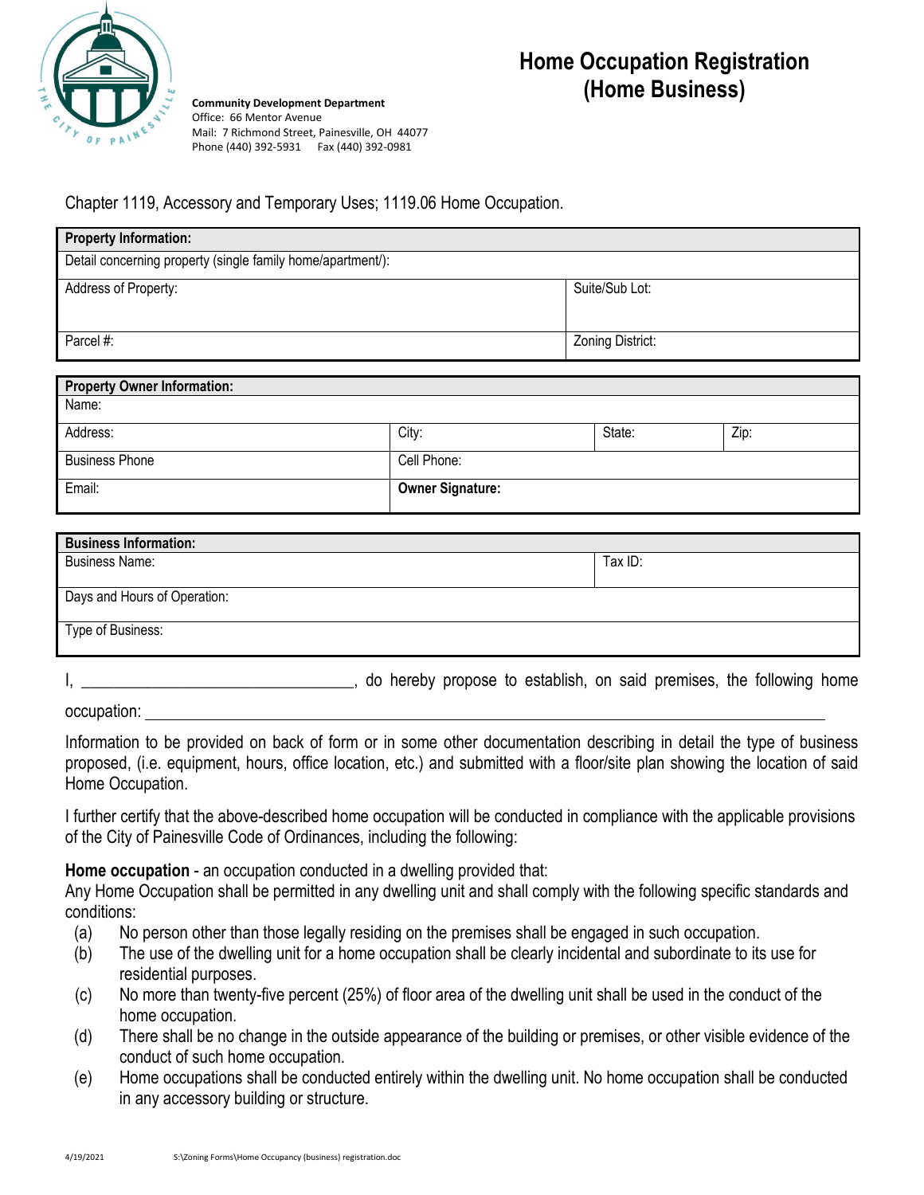**Community Development Department**
Office: 66 Mentor Avenue
Mail: 7 Richmond Street, Painesville, OH 44077
Phone (440) 392-5931 Fax (440) 392-0981

# Home Occupation Registration (Home Business)

Chapter 1119, Accessory and Temporary Uses; 1119.06 Home Occupation.

| **Property Information:** | |
|---|---|
| Detail concerning property (single family home/apartment/): | |
| Address of Property: | Suite/Sub Lot: |
| Parcel #: | Zoning District: |

| **Property Owner Information:** | | | |
|---|---|---|---|
| Name: | | | |
| Address: | City: | State: | Zip: |
| Business Phone | Cell Phone: | | |
| Email: | **Owner Signature:** | | |

| **Business Information:** | |
|---|---|
| Business Name: | Tax ID: |
| Days and Hours of Operation: | |
| Type of Business: | |

I, ________________________________, do hereby propose to establish, on said premises, the following home occupation: ________________________________________________________________

Information to be provided on back of form or in some other documentation describing in detail the type of business proposed, (i.e. equipment, hours, office location, etc.) and submitted with a floor/site plan showing the location of said Home Occupation.

I further certify that the above-described home occupation will be conducted in compliance with the applicable provisions of the City of Painesville Code of Ordinances, including the following:

**Home occupation** - an occupation conducted in a dwelling provided that:
Any Home Occupation shall be permitted in any dwelling unit and shall comply with the following specific standards and conditions:

(a) No person other than those legally residing on the premises shall be engaged in such occupation.
(b) The use of the dwelling unit for a home occupation shall be clearly incidental and subordinate to its use for residential purposes.
(c) No more than twenty-five percent (25%) of floor area of the dwelling unit shall be used in the conduct of the home occupation.
(d) There shall be no change in the outside appearance of the building or premises, or other visible evidence of the conduct of such home occupation.
(e) Home occupations shall be conducted entirely within the dwelling unit. No home occupation shall be conducted in any accessory building or structure.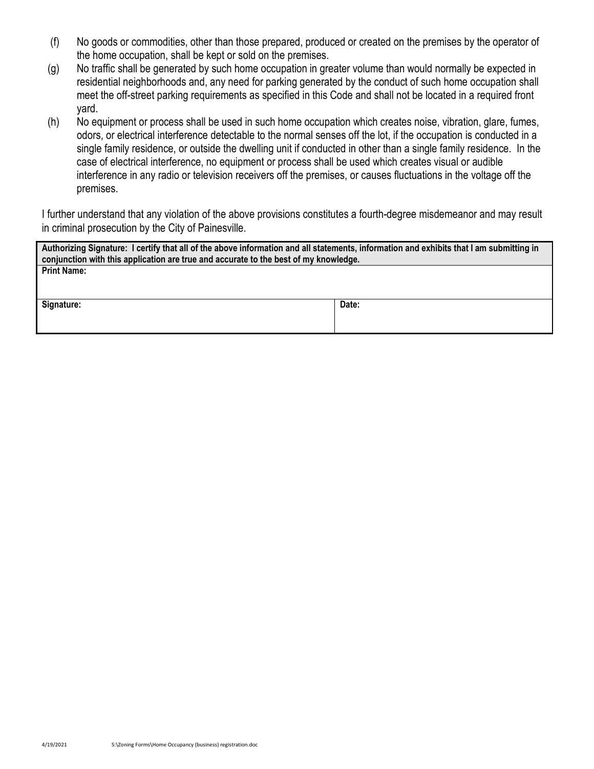(f) No goods or commodities, other than those prepared, produced or created on the premises by the operator of the home occupation, shall be kept or sold on the premises.

(g) No traffic shall be generated by such home occupation in greater volume than would normally be expected in residential neighborhoods and, any need for parking generated by the conduct of such home occupation shall meet the off-street parking requirements as specified in this Code and shall not be located in a required front yard.

(h) No equipment or process shall be used in such home occupation which creates noise, vibration, glare, fumes, odors, or electrical interference detectable to the normal senses off the lot, if the occupation is conducted in a single family residence, or outside the dwelling unit if conducted in other than a single family residence. In the case of electrical interference, no equipment or process shall be used which creates visual or audible interference in any radio or television receivers off the premises, or causes fluctuations in the voltage off the premises.

I further understand that any violation of the above provisions constitutes a fourth-degree misdemeanor and may result in criminal prosecution by the City of Painesville.

| **Authorizing Signature: I certify that all of the above information and all statements, information and exhibits that I am submitting in conjunction with this application are true and accurate to the best of my knowledge.** | |
|---|---|
| **Print Name:** | |
| **Signature:** | **Date:** |

4/19/2021 S:\Zoning Forms\Home Occupancy (business) registration.doc